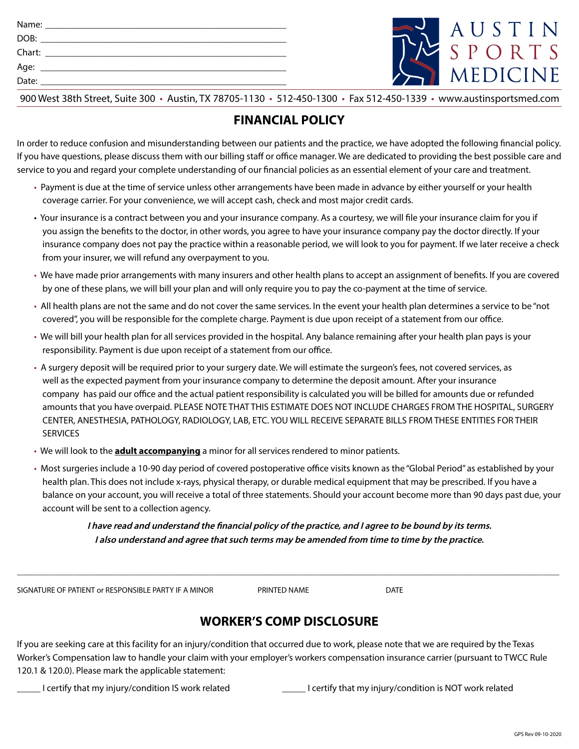Name: ____________________________________________

DOB: ____________________________________________

Chart: ____________________________________________

Age: ____________________________________________

Date: ____________________________________________

AUSTIN SPORTS MEDICINE

900 West 38th Street, Suite 300 • Austin, TX 78705-1130 • 512-450-1300 • Fax 512-450-1339 • www.austinsportsmed.com

# FINANCIAL POLICY

In order to reduce confusion and misunderstanding between our patients and the practice, we have adopted the following financial policy. If you have questions, please discuss them with our billing staff or office manager. We are dedicated to providing the best possible care and service to you and regard your complete understanding of our financial policies as an essential element of your care and treatment.

- Payment is due at the time of service unless other arrangements have been made in advance by either yourself or your health coverage carrier. For your convenience, we will accept cash, check and most major credit cards.
- Your insurance is a contract between you and your insurance company. As a courtesy, we will file your insurance claim for you if you assign the benefits to the doctor, in other words, you agree to have your insurance company pay the doctor directly. If your insurance company does not pay the practice within a reasonable period, we will look to you for payment. If we later receive a check from your insurer, we will refund any overpayment to you.
- We have made prior arrangements with many insurers and other health plans to accept an assignment of benefits. If you are covered by one of these plans, we will bill your plan and will only require you to pay the co-payment at the time of service.
- All health plans are not the same and do not cover the same services. In the event your health plan determines a service to be "not covered", you will be responsible for the complete charge. Payment is due upon receipt of a statement from our office.
- We will bill your health plan for all services provided in the hospital. Any balance remaining after your health plan pays is your responsibility. Payment is due upon receipt of a statement from our office.
- A surgery deposit will be required prior to your surgery date. We will estimate the surgeon's fees, not covered services, as well as the expected payment from your insurance company to determine the deposit amount. After your insurance company has paid our office and the actual patient responsibility is calculated you will be billed for amounts due or refunded amounts that you have overpaid. PLEASE NOTE THAT THIS ESTIMATE DOES NOT INCLUDE CHARGES FROM THE HOSPITAL, SURGERY CENTER, ANESTHESIA, PATHOLOGY, RADIOLOGY, LAB, ETC. YOU WILL RECEIVE SEPARATE BILLS FROM THESE ENTITIES FOR THEIR SERVICES
- We will look to the **adult accompanying** a minor for all services rendered to minor patients.
- Most surgeries include a 10-90 day period of covered postoperative office visits known as the "Global Period" as established by your health plan. This does not include x-rays, physical therapy, or durable medical equipment that may be prescribed. If you have a balance on your account, you will receive a total of three statements. Should your account become more than 90 days past due, your account will be sent to a collection agency.

***I have read and understand the financial policy of the practice, and I agree to be bound by its terms.***
***I also understand and agree that such terms may be amended from time to time by the practice.***

______________________________________________________________________________

SIGNATURE OF PATIENT or RESPONSIBLE PARTY IF A MINOR    PRINTED NAME    DATE

# WORKER'S COMP DISCLOSURE

If you are seeking care at this facility for an injury/condition that occurred due to work, please note that we are required by the Texas Worker's Compensation law to handle your claim with your employer's workers compensation insurance carrier (pursuant to TWCC Rule 120.1 & 120.0). Please mark the applicable statement:

_____ I certify that my injury/condition IS work related    _____ I certify that my injury/condition is NOT work related

GPS Rev 09-10-2020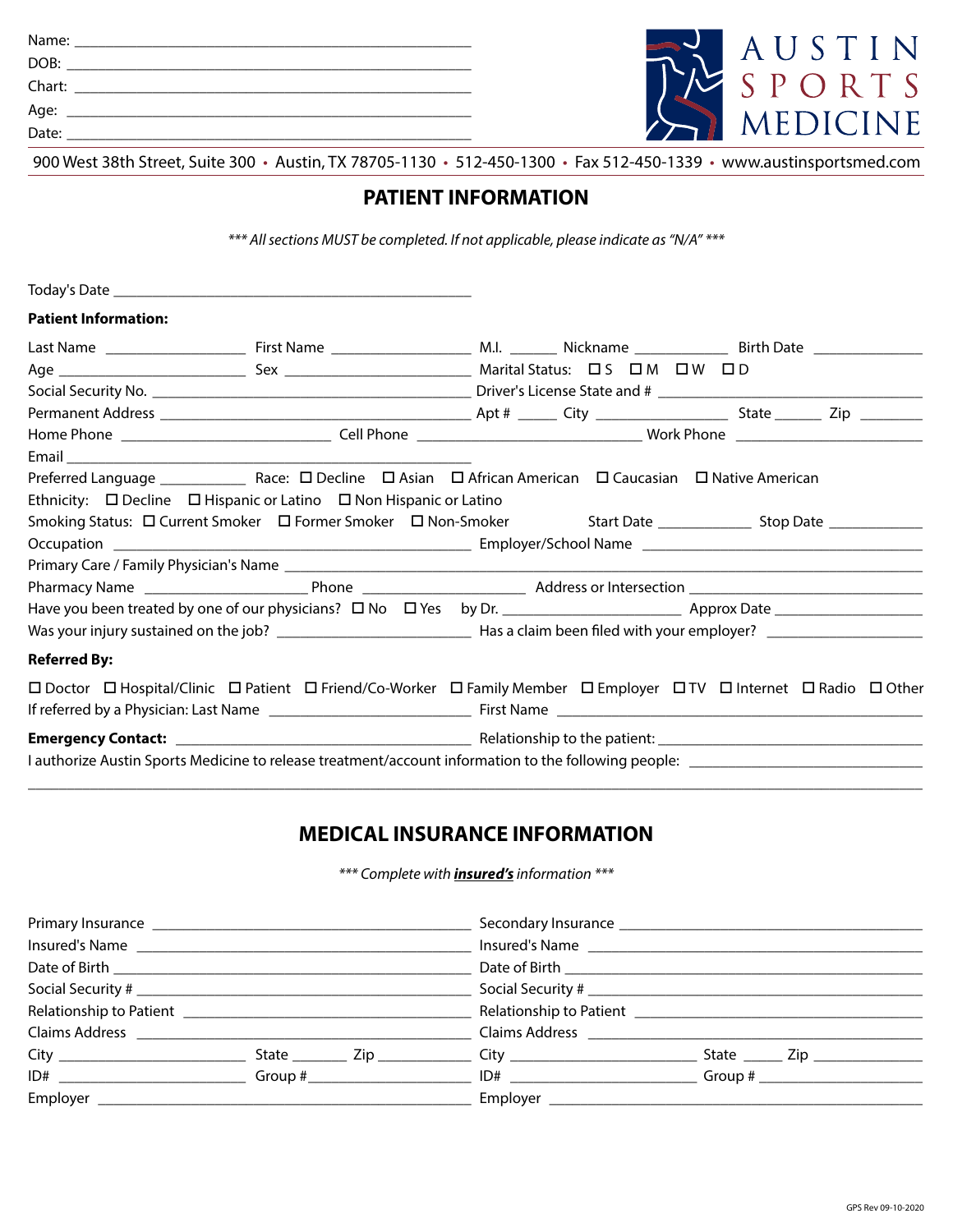Name: ___________________________________________

DOB: ___________________________________________

Chart: ___________________________________________

Age: ___________________________________________

Date: ___________________________________________

AUSTIN SPORTS MEDICINE

900 West 38th Street, Suite 300 • Austin, TX 78705-1130 • 512-450-1300 • Fax 512-450-1339 • www.austinsportsmed.com

## PATIENT INFORMATION

*\*\*\* All sections MUST be completed. If not applicable, please indicate as "N/A" \*\*\**

Today's Date ___________________________________________

**Patient Information:**

Last Name ________________ First Name ________________ M.I. ______ Nickname ____________ Birth Date ______________

Age ______________________ Sex ______________________ Marital Status: ☐ S ☐ M ☐ W ☐ D

Social Security No. ____________________________________ Driver's License State and # ______________________________

Permanent Address ____________________________________ Apt # _____ City ________________ State ______ Zip ________

Home Phone ________________________ Cell Phone ____________________________ Work Phone ______________________

Email ___________________________________________

Preferred Language ___________ Race: ☐ Decline ☐ Asian ☐ African American ☐ Caucasian ☐ Native American

Ethnicity: ☐ Decline ☐ Hispanic or Latino ☐ Non Hispanic or Latino

Smoking Status: ☐ Current Smoker ☐ Former Smoker ☐ Non-Smoker Start Date ____________ Stop Date ____________

Occupation ____________________________________________ Employer/School Name ______________________________

Primary Care / Family Physician's Name ______________________________________________________________________

Pharmacy Name ____________________ Phone ____________________ Address or Intersection ___________________________

Have you been treated by one of our physicians? ☐ No ☐ Yes by Dr. ______________________ Approx Date __________________

Was your injury sustained on the job? ________________________ Has a claim been filed with your employer? ___________________

**Referred By:**

☐ Doctor ☐ Hospital/Clinic ☐ Patient ☐ Friend/Co-Worker ☐ Family Member ☐ Employer ☐ TV ☐ Internet ☐ Radio ☐ Other

If referred by a Physician: Last Name ________________________ First Name ______________________________________

**Emergency Contact:** ___________________________________ Relationship to the patient: ______________________________

I authorize Austin Sports Medicine to release treatment/account information to the following people: ____________________________

______________________________________________________________________________________________________

## MEDICAL INSURANCE INFORMATION

*\*\*\* Complete with* ***insured's*** *information \*\*\**

Primary Insurance ____________________________________ Secondary Insurance ____________________________________

Insured's Name ______________________________________ Insured's Name ________________________________________

Date of Birth ________________________________________ Date of Birth __________________________________________

Social Security # _____________________________________ Social Security # _______________________________________

Relationship to Patient _________________________________ Relationship to Patient ___________________________________

Claims Address ______________________________________ Claims Address ________________________________________

City ______________________ State _______ Zip ____________ City ______________________ State _____ Zip _____________

ID# ______________________ Group # ____________________ ID# ______________________ Group # ____________________

Employer ___________________________________________ Employer _____________________________________________

GPS Rev 09-10-2020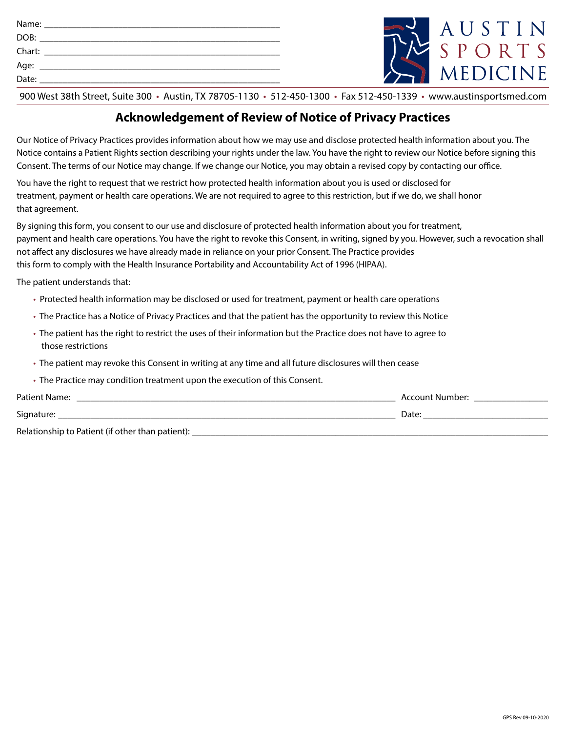Name: ____________________________________________

DOB: ____________________________________________

Chart: ____________________________________________

Age: ____________________________________________

Date: ____________________________________________

AUSTIN SPORTS MEDICINE

900 West 38th Street, Suite 300 • Austin, TX 78705-1130 • 512-450-1300 • Fax 512-450-1339 • www.austinsportsmed.com

## Acknowledgement of Review of Notice of Privacy Practices

Our Notice of Privacy Practices provides information about how we may use and disclose protected health information about you. The Notice contains a Patient Rights section describing your rights under the law. You have the right to review our Notice before signing this Consent. The terms of our Notice may change. If we change our Notice, you may obtain a revised copy by contacting our office.

You have the right to request that we restrict how protected health information about you is used or disclosed for treatment, payment or health care operations. We are not required to agree to this restriction, but if we do, we shall honor that agreement.

By signing this form, you consent to our use and disclosure of protected health information about you for treatment, payment and health care operations. You have the right to revoke this Consent, in writing, signed by you. However, such a revocation shall not affect any disclosures we have already made in reliance on your prior Consent. The Practice provides this form to comply with the Health Insurance Portability and Accountability Act of 1996 (HIPAA).

The patient understands that:

- Protected health information may be disclosed or used for treatment, payment or health care operations
- The Practice has a Notice of Privacy Practices and that the patient has the opportunity to review this Notice
- The patient has the right to restrict the uses of their information but the Practice does not have to agree to those restrictions
- The patient may revoke this Consent in writing at any time and all future disclosures will then cease
- The Practice may condition treatment upon the execution of this Consent.

Patient Name: ____________________________________________ Account Number: ________________

Signature: ____________________________________________ Date: ____________________________

Relationship to Patient (if other than patient): ____________________________________________

GPS Rev 09-10-2020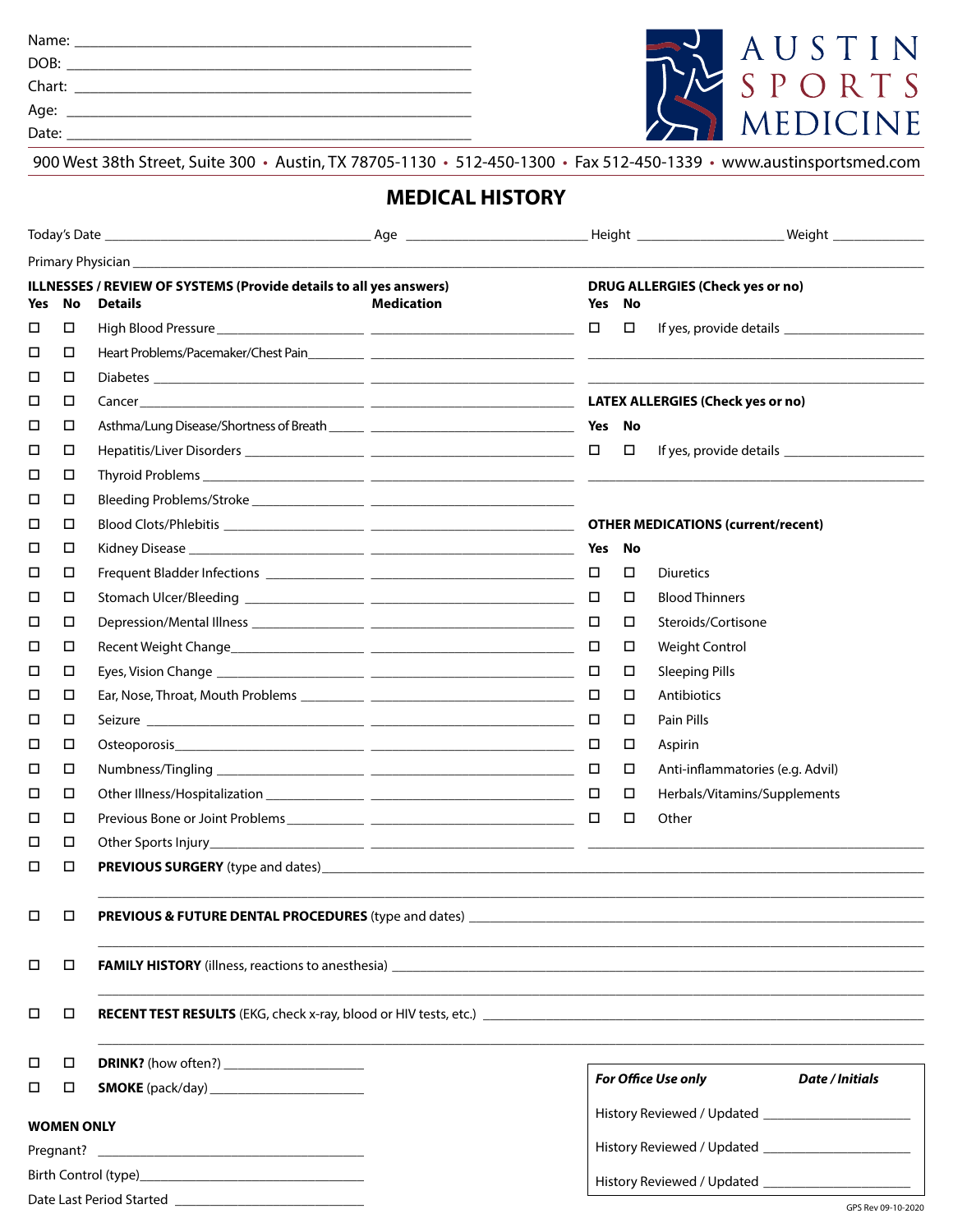Name: ___________________________

DOB: ___________________________

Chart: ___________________________

Age: ___________________________

Date: ___________________________

AUSTIN SPORTS MEDICINE

900 West 38th Street, Suite 300 • Austin, TX 78705-1130 • 512-450-1300 • Fax 512-450-1339 • www.austinsportsmed.com

# MEDICAL HISTORY

Today's Date ______________ Age ______________ Height ______________ Weight ______________

Primary Physician ___________________________

## ILLNESSES / REVIEW OF SYSTEMS (Provide details to all yes answers)

| Yes | No | Details | Medication |
|---|---|---|---|
| ☐ | ☐ | High Blood Pressure ______ | ______ |
| ☐ | ☐ | Heart Problems/Pacemaker/Chest Pain ______ | ______ |
| ☐ | ☐ | Diabetes ______ | ______ |
| ☐ | ☐ | Cancer ______ | ______ |
| ☐ | ☐ | Asthma/Lung Disease/Shortness of Breath ______ | ______ |
| ☐ | ☐ | Hepatitis/Liver Disorders ______ | ______ |
| ☐ | ☐ | Thyroid Problems ______ | ______ |
| ☐ | ☐ | Bleeding Problems/Stroke ______ | ______ |
| ☐ | ☐ | Blood Clots/Phlebitis ______ | ______ |
| ☐ | ☐ | Kidney Disease ______ | ______ |
| ☐ | ☐ | Frequent Bladder Infections ______ | ______ |
| ☐ | ☐ | Stomach Ulcer/Bleeding ______ | ______ |
| ☐ | ☐ | Depression/Mental Illness ______ | ______ |
| ☐ | ☐ | Recent Weight Change ______ | ______ |
| ☐ | ☐ | Eyes, Vision Change ______ | ______ |
| ☐ | ☐ | Ear, Nose, Throat, Mouth Problems ______ | ______ |
| ☐ | ☐ | Seizure ______ | ______ |
| ☐ | ☐ | Osteoporosis ______ | ______ |
| ☐ | ☐ | Numbness/Tingling ______ | ______ |
| ☐ | ☐ | Other Illness/Hospitalization ______ | ______ |
| ☐ | ☐ | Previous Bone or Joint Problems ______ | ______ |
| ☐ | ☐ | Other Sports Injury ______ | ______ |

## DRUG ALLERGIES (Check yes or no)

| Yes | No | |
|---|---|---|
| ☐ | ☐ | If yes, provide details ______ |

## LATEX ALLERGIES (Check yes or no)

| Yes | No | |
|---|---|---|
| ☐ | ☐ | If yes, provide details ______ |

## OTHER MEDICATIONS (current/recent)

| Yes | No | |
|---|---|---|
| ☐ | ☐ | Diuretics |
| ☐ | ☐ | Blood Thinners |
| ☐ | ☐ | Steroids/Cortisone |
| ☐ | ☐ | Weight Control |
| ☐ | ☐ | Sleeping Pills |
| ☐ | ☐ | Antibiotics |
| ☐ | ☐ | Pain Pills |
| ☐ | ☐ | Aspirin |
| ☐ | ☐ | Anti-inflammatories (e.g. Advil) |
| ☐ | ☐ | Herbals/Vitamins/Supplements |
| ☐ | ☐ | Other ______ |

☐ ☐ **PREVIOUS SURGERY** (type and dates) ___________________________

☐ ☐ **PREVIOUS & FUTURE DENTAL PROCEDURES** (type and dates) ___________________________

☐ ☐ **FAMILY HISTORY** (illness, reactions to anesthesia) ___________________________

☐ ☐ **RECENT TEST RESULTS** (EKG, check x-ray, blood or HIV tests, etc.) ___________________________

☐ ☐ **DRINK?** (how often?) ______________

☐ ☐ **SMOKE** (pack/day) ______________

## WOMEN ONLY

Pregnant? ______________

Birth Control (type) ______________

Date Last Period Started ______________

| ***For Office Use only*** | ***Date / Initials*** |
|---|---|
| History Reviewed / Updated | ______________ |
| History Reviewed / Updated | ______________ |
| History Reviewed / Updated | ______________ |

GPS Rev 09-10-2020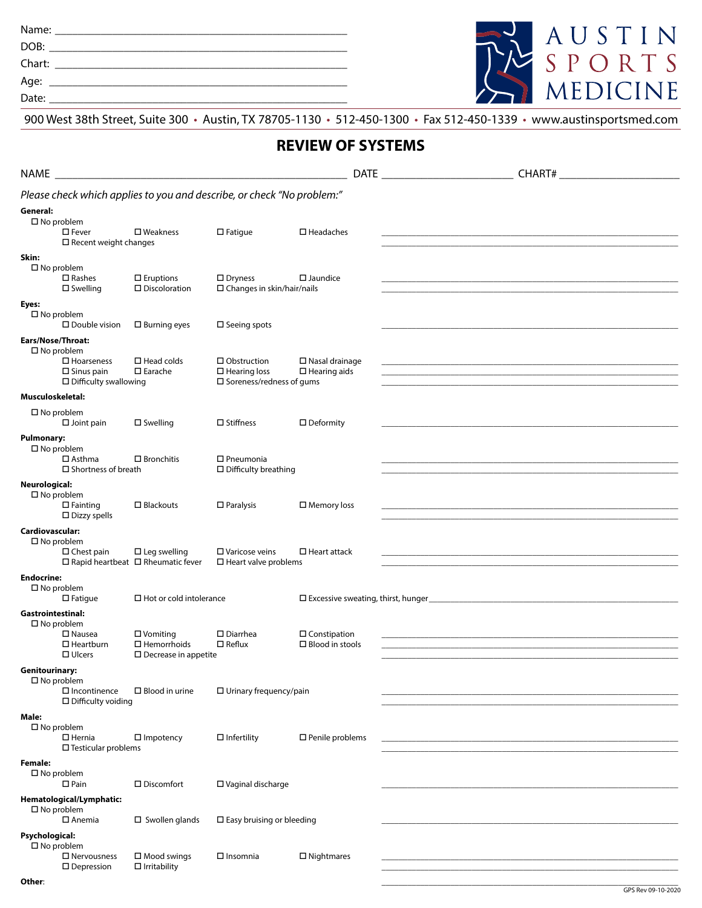Name: ___________________________________________

DOB: ___________________________________________

Chart: ___________________________________________

Age: ___________________________________________

Date: ___________________________________________

AUSTIN SPORTS MEDICINE

900 West 38th Street, Suite 300 • Austin, TX 78705-1130 • 512-450-1300 • Fax 512-450-1339 • www.austinsportsmed.com

# REVIEW OF SYSTEMS

NAME ___________________________________________ DATE ____________________ CHART# ____________________

*Please check which applies to you and describe, or check "No problem:"*

**General:**
- ☐ No problem
  - ☐ Fever ☐ Weakness ☐ Fatigue ☐ Headaches
  - ☐ Recent weight changes

___________________________________________

**Skin:**
- ☐ No problem
  - ☐ Rashes ☐ Eruptions ☐ Dryness ☐ Jaundice
  - ☐ Swelling ☐ Discoloration ☐ Changes in skin/hair/nails

___________________________________________

**Eyes:**
- ☐ No problem
  - ☐ Double vision ☐ Burning eyes ☐ Seeing spots

___________________________________________

**Ears/Nose/Throat:**
- ☐ No problem
  - ☐ Hoarseness ☐ Head colds ☐ Obstruction ☐ Nasal drainage
  - ☐ Sinus pain ☐ Earache ☐ Hearing loss ☐ Hearing aids
  - ☐ Difficulty swallowing ☐ Soreness/redness of gums

___________________________________________

**Musculoskeletal:**
- ☐ No problem
  - ☐ Joint pain ☐ Swelling ☐ Stiffness ☐ Deformity

___________________________________________

**Pulmonary:**
- ☐ No problem
  - ☐ Asthma ☐ Bronchitis ☐ Pneumonia
  - ☐ Shortness of breath ☐ Difficulty breathing

___________________________________________

**Neurological:**
- ☐ No problem
  - ☐ Fainting ☐ Blackouts ☐ Paralysis ☐ Memory loss
  - ☐ Dizzy spells

___________________________________________

**Cardiovascular:**
- ☐ No problem
  - ☐ Chest pain ☐ Leg swelling ☐ Varicose veins ☐ Heart attack
  - ☐ Rapid heartbeat ☐ Rheumatic fever ☐ Heart valve problems

___________________________________________

**Endocrine:**
- ☐ No problem
  - ☐ Fatigue ☐ Hot or cold intolerance ☐ Excessive sweating, thirst, hunger ____________________

**Gastrointestinal:**
- ☐ No problem
  - ☐ Nausea ☐ Vomiting ☐ Diarrhea ☐ Constipation
  - ☐ Heartburn ☐ Hemorrhoids ☐ Reflux ☐ Blood in stools
  - ☐ Ulcers ☐ Decrease in appetite

___________________________________________

**Genitourinary:**
- ☐ No problem
  - ☐ Incontinence ☐ Blood in urine ☐ Urinary frequency/pain
  - ☐ Difficulty voiding

___________________________________________

**Male:**
- ☐ No problem
  - ☐ Hernia ☐ Impotency ☐ Infertility ☐ Penile problems
  - ☐ Testicular problems

___________________________________________

**Female:**
- ☐ No problem
  - ☐ Pain ☐ Discomfort ☐ Vaginal discharge

___________________________________________

**Hematological/Lymphatic:**
- ☐ No problem
  - ☐ Anemia ☐ Swollen glands ☐ Easy bruising or bleeding

___________________________________________

**Psychological:**
- ☐ No problem
  - ☐ Nervousness ☐ Mood swings ☐ Insomnia ☐ Nightmares
  - ☐ Depression ☐ Irritability

___________________________________________

**Other:** ___________________________________________

GPS Rev 09-10-2020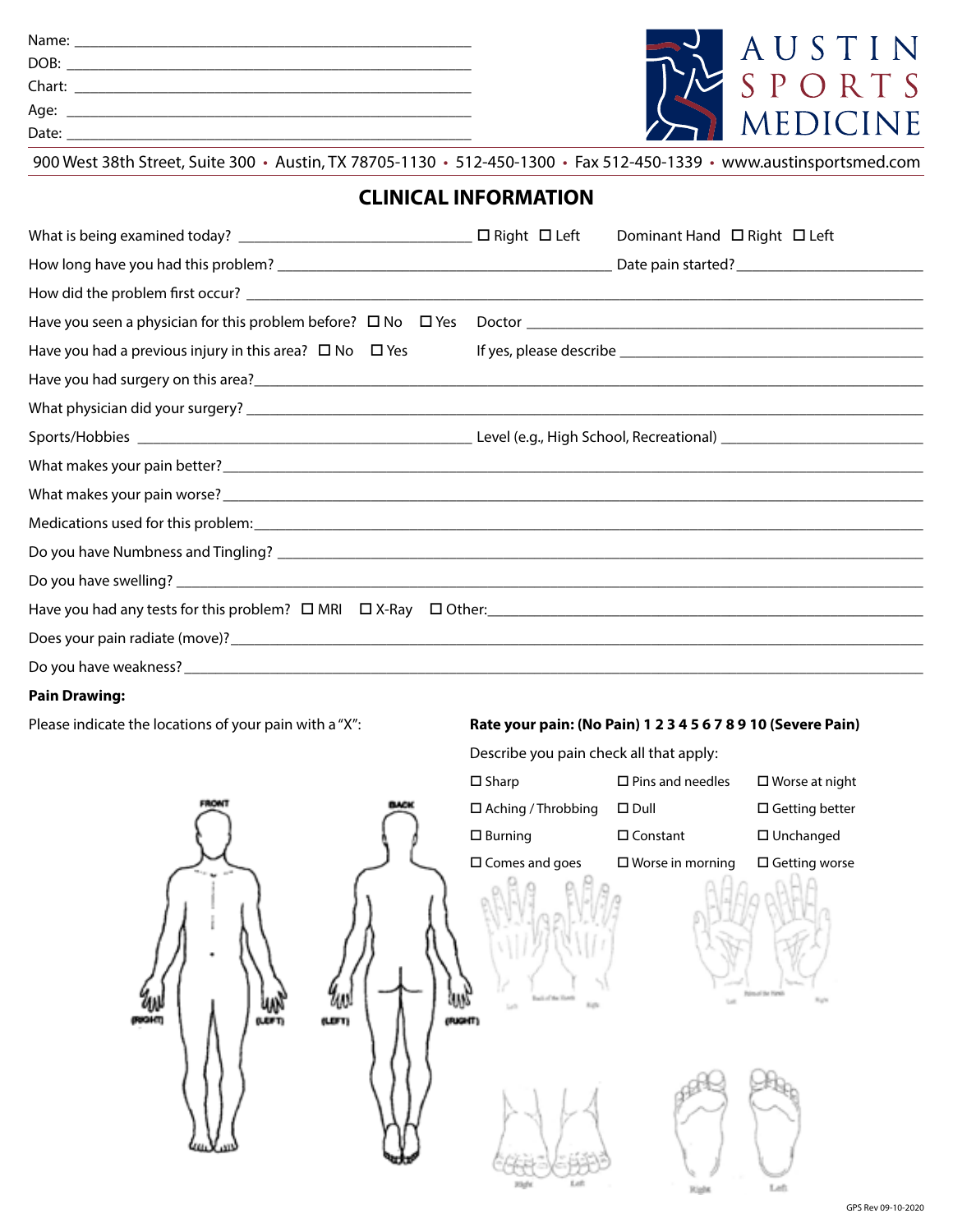Name: ______________________________

DOB: ______________________________

Chart: ______________________________

Age: ______________________________

Date: ______________________________

AUSTIN SPORTS MEDICINE

900 West 38th Street, Suite 300 • Austin, TX 78705-1130 • 512-450-1300 • Fax 512-450-1339 • www.austinsportsmed.com

## CLINICAL INFORMATION

What is being examined today? ______________________ ☐ Right ☐ Left Dominant Hand ☐ Right ☐ Left

How long have you had this problem? ______________________ Date pain started? ______________________

How did the problem first occur? ______________________________________________

Have you seen a physician for this problem before? ☐ No ☐ Yes Doctor ______________________

Have you had a previous injury in this area? ☐ No ☐ Yes If yes, please describe ______________________

Have you had surgery on this area? ______________________________________________

What physician did your surgery? ______________________________________________

Sports/Hobbies ______________________ Level (e.g., High School, Recreational) ______________________

What makes your pain better? ______________________________________________

What makes your pain worse? ______________________________________________

Medications used for this problem: ______________________________________________

Do you have Numbness and Tingling? ______________________________________________

Do you have swelling? ______________________________________________

Have you had any tests for this problem? ☐ MRI ☐ X-Ray ☐ Other: ______________________

Does your pain radiate (move)? ______________________________________________

Do you have weakness? ______________________________________________

**Pain Drawing:**

Please indicate the locations of your pain with a "X":

FRONT

(RIGHT) (LEFT)

BACK

(LEFT) (RIGHT)

**Rate your pain: (No Pain) 1 2 3 4 5 6 7 8 9 10 (Severe Pain)**

Describe you pain check all that apply:

☐ Sharp ☐ Pins and needles ☐ Worse at night

☐ Aching / Throbbing ☐ Dull ☐ Getting better

☐ Burning ☐ Constant ☐ Unchanged

☐ Comes and goes ☐ Worse in morning ☐ Getting worse

Left Back of the Hands Right

Left Palms of the Hands Right

Right Left

Right Left

GPS Rev 09-10-2020